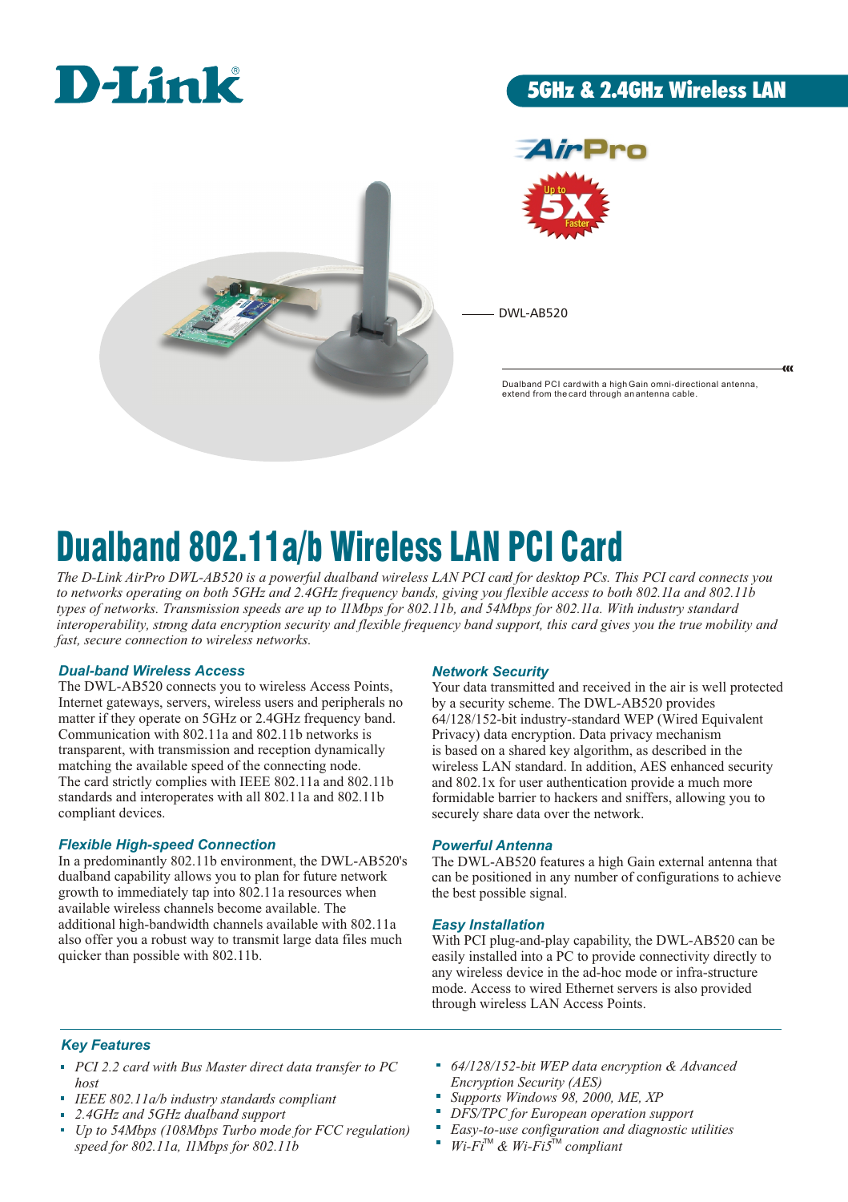D-Link®

5GHz & 2.4GHz Wireless LAN

AirPro

Up to 5X Faster

DWL-AB520

Dualband PCI card with a high Gain omni-directional antenna, extend from the card through an antenna cable.

# Dualband 802.11a/b Wireless LAN PCI Card

*The D-Link AirPro DWL-AB520 is a powerful dualband wireless LAN PCI card for desktop PCs. This PCI card connects you to networks operating on both 5GHz and 2.4GHz frequency bands, giving you flexible access to both 802.11a and 802.11b types of networks. Transmission speeds are up to 11Mbps for 802.11b, and 54Mbps for 802.11a. With industry standard interoperability, strong data encryption security and flexible frequency band support, this card gives you the true mobility and fast, secure connection to wireless networks.*

### Dual-band Wireless Access

The DWL-AB520 connects you to wireless Access Points, Internet gateways, servers, wireless users and peripherals no matter if they operate on 5GHz or 2.4GHz frequency band. Communication with 802.11a and 802.11b networks is transparent, with transmission and reception dynamically matching the available speed of the connecting node. The card strictly complies with IEEE 802.11a and 802.11b standards and interoperates with all 802.11a and 802.11b compliant devices.

### Flexible High-speed Connection

In a predominantly 802.11b environment, the DWL-AB520's dualband capability allows you to plan for future network growth to immediately tap into 802.11a resources when available wireless channels become available. The additional high-bandwidth channels available with 802.11a also offer you a robust way to transmit large data files much quicker than possible with 802.11b.

### Network Security

Your data transmitted and received in the air is well protected by a security scheme. The DWL-AB520 provides 64/128/152-bit industry-standard WEP (Wired Equivalent Privacy) data encryption. Data privacy mechanism is based on a shared key algorithm, as described in the wireless LAN standard. In addition, AES enhanced security and 802.1x for user authentication provide a much more formidable barrier to hackers and sniffers, allowing you to securely share data over the network.

### Powerful Antenna

The DWL-AB520 features a high Gain external antenna that can be positioned in any number of configurations to achieve the best possible signal.

### Easy Installation

With PCI plug-and-play capability, the DWL-AB520 can be easily installed into a PC to provide connectivity directly to any wireless device in the ad-hoc mode or infra-structure mode. Access to wired Ethernet servers is also provided through wireless LAN Access Points.

### Key Features

- *PCI 2.2 card with Bus Master direct data transfer to PC host*
- *IEEE 802.11a/b industry standards compliant*
- *2.4GHz and 5GHz dualband support*
- *Up to 54Mbps (108Mbps Turbo mode for FCC regulation) speed for 802.11a, 11Mbps for 802.11b*
- *64/128/152-bit WEP data encryption & Advanced Encryption Security (AES)*
- *Supports Windows 98, 2000, ME, XP*
- *DFS/TPC for European operation support*
- *Easy-to-use configuration and diagnostic utilities*
- *Wi-Fi™ & Wi-Fi5™ compliant*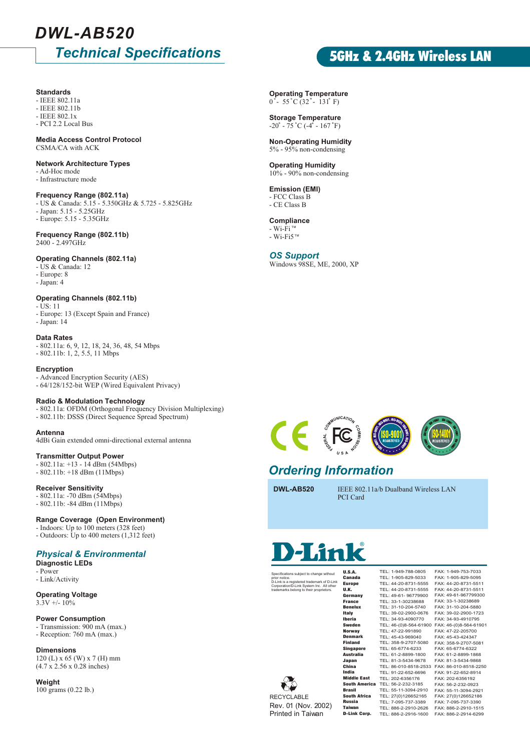# DWL-AB520

## Technical Specifications

## 5GHz & 2.4GHz Wireless LAN

**Standards**
- IEEE 802.11a
- IEEE 802.11b
- IEEE 802.1x
- PCI 2.2 Local Bus

**Media Access Control Protocol**
CSMA/CA with ACK

**Network Architecture Types**
- Ad-Hoc mode
- Infrastructure mode

**Frequency Range (802.11a)**
- US & Canada: 5.15 - 5.350GHz & 5.725 - 5.825GHz
- Japan: 5.15 - 5.25GHz
- Europe: 5.15 - 5.35GHz

**Frequency Range (802.11b)**
2400 - 2.497GHz

**Operating Channels (802.11a)**
- US & Canada: 12
- Europe: 8
- Japan: 4

**Operating Channels (802.11b)**
- US: 11
- Europe: 13 (Except Spain and France)
- Japan: 14

**Data Rates**
- 802.11a: 6, 9, 12, 18, 24, 36, 48, 54 Mbps
- 802.11b: 1, 2, 5.5, 11 Mbps

**Encryption**
- Advanced Encryption Security (AES)
- 64/128/152-bit WEP (Wired Equivalent Privacy)

**Radio & Modulation Technology**
- 802.11a: OFDM (Orthogonal Frequency Division Multiplexing)
- 802.11b: DSSS (Direct Sequence Spread Spectrum)

**Antenna**
4dBi Gain extended omni-directional external antenna

**Transmitter Output Power**
- 802.11a: +13 - 14 dBm (54Mbps)
- 802.11b: +18 dBm (11Mbps)

**Receiver Sensitivity**
- 802.11a: -70 dBm (54Mbps)
- 802.11b: -84 dBm (11Mbps)

**Range Coverage (Open Environment)**
- Indoors: Up to 100 meters (328 feet)
- Outdoors: Up to 400 meters (1,312 feet)

### Physical & Environmental

**Diagnostic LEDs**
- Power
- Link/Activity

**Operating Voltage**
3.3V +/- 10%

**Power Consumption**
- Transmission: 900 mA (max.)
- Reception: 760 mA (max.)

**Dimensions**
120 (L) x 65 (W) x 7 (H) mm
(4.7 x 2.56 x 0.28 inches)

**Weight**
100 grams (0.22 lb.)

**Operating Temperature**
0˚ - 55˚C (32˚ - 131˚ F)

**Storage Temperature**
-20˚ - 75˚C (-4˚ - 167˚F)

**Non-Operating Humidity**
5% - 95% non-condensing

**Operating Humidity**
10% - 90% non-condensing

**Emission (EMI)**
- FCC Class B
- CE Class B

**Compliance**
- Wi-Fi™
- Wi-Fi5™

### OS Support

Windows 98SE, ME, 2000, XP

### Ordering Information

| | |
|---|---|
| **DWL-AB520** | IEEE 802.11a/b Dualband Wireless LAN PCI Card |

D-Link®

Specifications subject to change without prior notice.
D-Link is a registered trademark of D-Link Corporation/D-Link System Inc. All other trademarks belong to their proprietors.

| | | |
|---|---|---|
| **U.S.A.** | TEL: 1-949-788-0805 | FAX: 1-949-753-7033 |
| **Canada** | TEL: 1-905-829-5033 | FAX: 1-905-829-5095 |
| **Europe** | TEL: 44-20-8731-5555 | FAX: 44-20-8731-5511 |
| **U.K.** | TEL: 44-20-8731-5555 | FAX: 44-20-8731-5511 |
| **Germany** | TEL: 49-61- 96779900 | FAX: 49-61-967799300 |
| **France** | TEL: 33-1-30238688 | FAX: 33-1-30238689 |
| **Benelux** | TEL: 31-10-204-5740 | FAX: 31-10-204-5880 |
| **Italy** | TEL: 39-02-2900-0676 | FAX: 39-02-2900-1723 |
| **Iberia** | TEL: 34-93-4090770 | FAX: 34-93-4910795 |
| **Sweden** | TEL: 46-(0)8-564-61900 | FAX: 46-(0)8-564-61901 |
| **Norway** | TEL: 47-22-991890 | FAX: 47-22-205700 |
| **Denmark** | TEL: 45-43-969040 | FAX: 45-43-424347 |
| **Finland** | TEL: 358-9-2707-5080 | FAX: 358-9-2707-5081 |
| **Singapore** | TEL: 65-6774-6233 | FAX: 65-6774-6322 |
| **Australia** | TEL: 61-2-8899-1800 | FAX: 61-2-8899-1868 |
| **Japan** | TEL: 81-3-5434-9678 | FAX: 81-3-5434-9868 |
| **China** | TEL: 86-010-8518-2533 | FAX: 86-010-8518-2250 |
| **India** | TEL: 91-22-652-6696 | FAX: 91-22-652-8914 |
| **Middle East** | TEL: 202-6356176 | FAX: 202-6356192 |
| **South America** | TEL: 56-2-232-3185 | FAX: 56-2-232-0923 |
| **Brasil** | TEL: 55-11-3094-2910 | FAX: 55-11-3094-2921 |
| **South Africa** | TEL: 27(0)126652165 | FAX: 27(0)126652186 |
| **Russia** | TEL: 7-095-737-3389 | FAX: 7-095-737-3390 |
| **Taiwan** | TEL: 886-2-2910-2626 | FAX: 886-2-2910-1515 |
| **D-Link Corp.** | TEL: 886-2-2916-1600 | FAX: 886-2-2914-6299 |

RECYCLABLE
Rev. 01 (Nov. 2002)
Printed in Taiwan